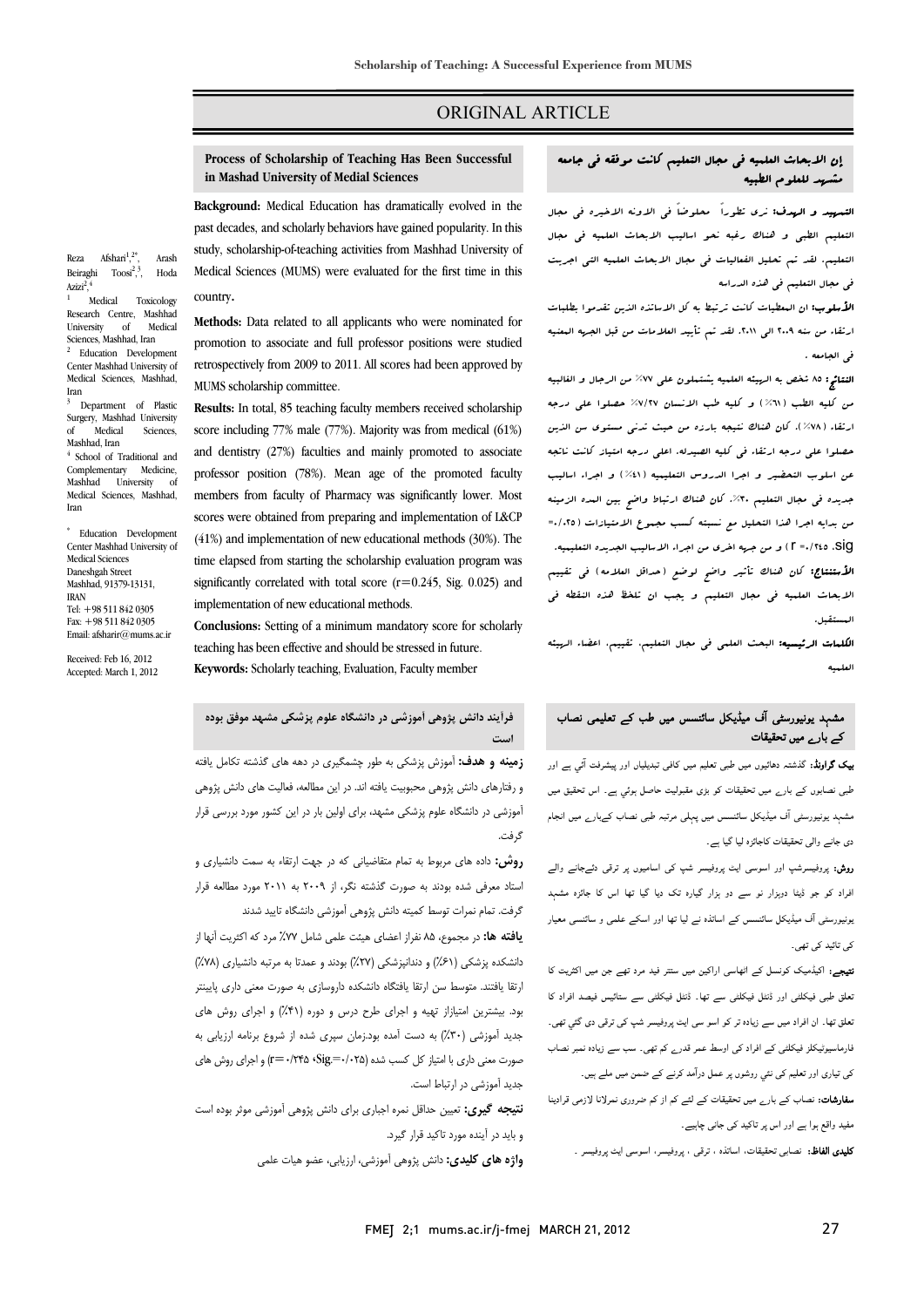ORIGINAL ARTICLE

# Process of Scholarship of Teaching Has Been Successful in Mashhad University of Medial Sciences

Reza Afshari[1,2*], Arash Beiraghi Toosi[2,3], Hoda Azizi[2,4]

[1] Medical Toxicology Research Centre, Mashhad University of Medical Sciences, Mashhad, Iran

[2] Education Development Center Mashhad University of Medical Sciences, Mashhad, Iran

[3] Department of Plastic Surgery, Mashhad University of Medical Sciences, Mashhad, Iran

[4] School of Traditional and Complementary Medicine, Mashhad University of Medical Sciences, Mashhad, Iran

[*] Education Development Center Mashhad University of Medical Sciences
Daneshgah Street
Mashhad, 91379-13131, IRAN
Tel: +98 511 842 0305
Fax: +98 511 842 0305
Email: afsharir@mums.ac.ir

Received: Feb 16, 2012
Accepted: March 1, 2012

**Background:** Medical Education has dramatically evolved in the past decades, and scholarly behaviors have gained popularity. In this study, scholarship-of-teaching activities from Mashhad University of Medical Sciences (MUMS) were evaluated for the first time in this country**.**

**Methods:** Data related to all applicants who were nominated for promotion to associate and full professor positions were studied retrospectively from 2009 to 2011. All scores had been approved by MUMS scholarship committee.

**Results:** In total, 85 teaching faculty members received scholarship score including 77% male (77%). Majority was from medical (61%) and dentistry (27%) faculties and mainly promoted to associate professor position (78%). Mean age of the promoted faculty members from faculty of Pharmacy was significantly lower. Most scores were obtained from preparing and implementation of L&CP (41%) and implementation of new educational methods (30%). The time elapsed from starting the scholarship evaluation program was significantly correlated with total score (r=0.245, Sig. 0.025) and implementation of new educational methods.

**Conclusions:** Setting of a minimum mandatory score for scholarly teaching has been effective and should be stressed in future.

**Keywords:** Scholarly teaching, Evaluation, Faculty member

## إن الابحاث العلميه في مجال التعليم كانت موفقه في جامعه مشهد للعلوم الطبيه

**التمهيد و الهدف:** نرى تطوراً ملحوظاً في الاونه الاخيره في مجال التعليم الطبي و هناك رغبه نحو اساليب الابحاث العلميه في مجال التعليم. لقد تم تحليل الفعاليات في مجال الابحاث العلميه التي اجريت في مجال التعليم في هذه الدراسه

**الأسلوب:** ان المعطيات كانت ترتبط به كل الاساتذه الذين تقدموا بطلبات ارتقاء من سنه ٢٠٠٩ الى ٢٠١١. لقد تم تأييد العلامات من قبل الجهه المعنيه في الجامعه .

**النتائج:** ٨٥ شخص به الهيئه العلميه يشتملون على ٧٧٪ من الرجال و الغالبيه من كليه الطب (٦١٪) و كليه طب الانسان ٧/٢٧٪ حصلوا على درجه ارتقاء (٧٨٪). كان هناك نتيجه بارزه من حيث تدني مستوى من الذين حصلوا على درجه ارتقاء في كليه الصيدله. اعلى درجه امتياز كانت ناتجه عن اسلوب التحضير و اجرا الدروس التعليميه (٤١٪) و اجراء اساليب جديده في مجال التعليم ٣٠٪. كان هناك ارتباط واضح بين المده الزمنيه من بدايه اجرا هذا التحليل مع نسبته كسب مجموع الامتيازات (٠/٠٢٥=Sig. ٠/٢٤٥= r) و من جهه اخرى من اجراء الاساليب الجديده التعليميه.

**الأستنتاج:** كان هناك تأثير واضح لوضع (حداقل العلامه) في تقييم الابحاث العلميه في مجال التعليم و يجب ان تلحظ هذه النقطه في المستقبل.

**الكلمات الرئيسيه:** البحث العلمي في مجال التعليم، تقييم، اعضاء الهيئه العلميه

## فرآیند دانش پژوهی آموزشی در دانشگاه علوم پزشکی مشهد موفق بوده است

**زمینه و هدف:** آموزش پزشکی به طور چشمگیری در دهه های گذشته تکامل یافته و رفتارهای دانش پژوهی محبوبیت یافته اند. در این مطالعه، فعالیت های دانش پژوهی آموزشی در دانشگاه علوم پزشکی مشهد، برای اولین بار در این کشور مورد بررسی قرار گرفت.

**روش:** داده های مربوط به تمام متقاضیانی که در جهت ارتقاء به سمت دانشیاری و استاد معرفی شده بودند به صورت گذشته نگر، از ۲۰۰۹ به ۲۰۱۱ مورد مطالعه قرار گرفت. تمام نمرات توسط کمیته دانش پژوهی آموزشی دانشگاه تایید شدند

**یافته ها:** در مجموع، ۸۵ نفراز اعضای هیئت علمی شامل ۷۷٪ مرد که اکثریت آنها از دانشکده پزشکی (۶۱٪) و دندانپزشکی (۲۷٪) بودند و عمدتا به مرتبه دانشیاری (۷۸٪) ارتقا یافتند. متوسط سن ارتقا یافتگاه دانشکده داروسازی به صورت معنی داری پایینتر بود. بیشترین امتیازاز تهیه و اجرای طرح درس و دوره (۴۱٪) و اجرای روش های جدید آموزشی (۳۰٪) به دست آمده بود.زمان سپری شده از شروع برنامه ارزیابی به صورت معنی داری با امتیاز کل کسب شده (Sig.=۰/۰۲۵ ،r=۰/۲۴۵) و اجرای روش های جدید آموزشی در ارتباط است.

**نتیجه گیری:** تعیین حداقل نمره اجباری برای دانش پژوهی آموزشی موثر بوده است و باید در آینده مورد تاکید قرار گیرد.

**واژه های کلیدی:** دانش پژوهی آموزشی، ارزیابی، عضو هیات علمی

## مشہد یونیورسٹی آف میڈیکل سائنسس میں طب کے تعلیمی نصاب کے بارے میں تحقیقات

**بیک گراونڈ:** گذشتہ دہائیوں میں طبی تعلیم میں کافی تبدیلیاں اور پیشرفت آئي ہے اور طبی نصابوں کے بارے میں تحقیقات کو بڑی مقبولیت حاصل ہوئي ہے۔ اس تحقیق میں مشہد یونیورسٹی آف میڈیکل سائنسس میں پہلی مرتبہ طبی نصاب کےبارے میں انجام دی جانے والی تحقیقات کاجائزہ لیا گيا ہے۔

**روش:** پروفیسرشپ اور اسوسی ایٹ پروفیسر شپ کی اسامیوں پر ترقی دئےجانے والے افراد کو جو ڈیٹا دوہزار نو سے دو ہزار گيارہ تک دیا گيا تھا اس کا جائزہ مشہد یونیورسٹی آف میڈیکل سائنسس کے اساتذہ نے لیا تھا اور اسکے علمی و سائنسی معیار کی تائید کی تھی۔

**نتیجے:** اکیڈمیک کونسل کے انھاسی اراکین میں ستتر فید مرد تھے جن میں اکثریت کا تعلق طبی فیکلٹی اور ڈنٹل فیکلٹی سے تھا۔ ڈنٹل فیکلٹی سے ستائیس فیصد افراد کا تعلق تھا۔ ان افراد میں سے زیادہ تر کو اسو سی ایٹ پروفیسر شپ کی ترقی دی گئي تھی۔ فارماسیوٹیکلز فیکلٹی کے افراد کی اوسط عمر قدرے کم تھی۔ سب سے زیادہ نمبر نصاب کی تیاری اور تعلیم کی نئي روشوں پر عمل درآمد کرنے کے ضمن میں ملے ہیں۔

**سفارشات:** نصاب کے بارے میں تحقیقات کے لئے کم از کم ضروری نمبرلانا لازمی قرادینا مفید واقع ہوا ہے اور اس پر تاکید کی جانی چاہیے۔

**کلیدی الفاظ:** نصابی تحقیقات، اساتذہ ، ترقی ، پروفیسر، اسوسی ایٹ پروفیسر ۔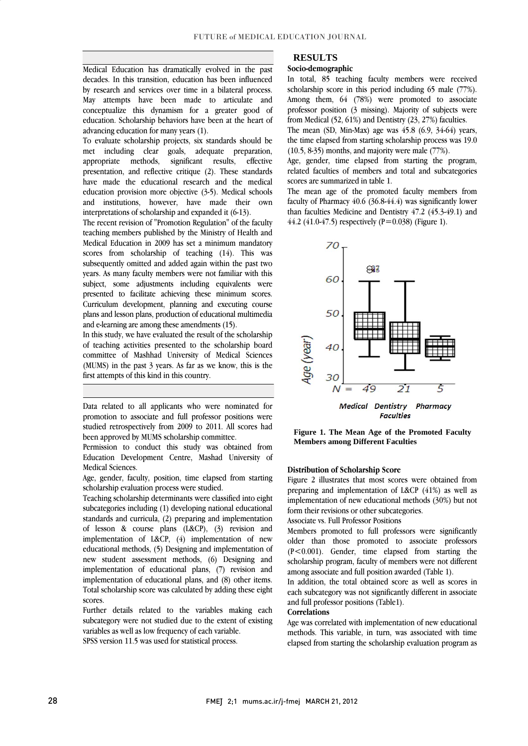Medical Education has dramatically evolved in the past decades. In this transition, education has been influenced by research and services over time in a bilateral process. May attempts have been made to articulate and conceptualize this dynamism for a greater good of education. Scholarship behaviors have been at the heart of advancing education for many years (1).

To evaluate scholarship projects, six standards should be met including clear goals, adequate preparation, appropriate methods, significant results, effective presentation, and reflective critique (2). These standards have made the educational research and the medical education provision more objective (3-5). Medical schools and institutions, however, have made their own interpretations of scholarship and expanded it (6-13).

The recent revision of "Promotion Regulation" of the faculty teaching members published by the Ministry of Health and Medical Education in 2009 has set a minimum mandatory scores from scholarship of teaching (14). This was subsequently omitted and added again within the past two years. As many faculty members were not familiar with this subject, some adjustments including equivalents were presented to facilitate achieving these minimum scores. Curriculum development, planning and executing course plans and lesson plans, production of educational multimedia and e-learning are among these amendments (15).

In this study, we have evaluated the result of the scholarship of teaching activities presented to the scholarship board committee of Mashhad University of Medical Sciences (MUMS) in the past 3 years. As far as we know, this is the first attempts of this kind in this country.

Data related to all applicants who were nominated for promotion to associate and full professor positions were studied retrospectively from 2009 to 2011. All scores had been approved by MUMS scholarship committee.

Permission to conduct this study was obtained from Education Development Centre, Mashad University of Medical Sciences.

Age, gender, faculty, position, time elapsed from starting scholarship evaluation process were studied.

Teaching scholarship determinants were classified into eight subcategories including (1) developing national educational standards and curricula, (2) preparing and implementation of lesson & course plans (L&CP), (3) revision and implementation of L&CP, (4) implementation of new educational methods, (5) Designing and implementation of new student assessment methods, (6) Designing and implementation of educational plans, (7) revision and implementation of educational plans, and (8) other items. Total scholarship score was calculated by adding these eight scores.

Further details related to the variables making each subcategory were not studied due to the extent of existing variables as well as low frequency of each variable.

SPSS version 11.5 was used for statistical process.

## RESULTS

### Socio-demographic

In total, 85 teaching faculty members were received scholarship score in this period including 65 male (77%). Among them, 64 (78%) were promoted to associate professor position (3 missing). Majority of subjects were from Medical (52, 61%) and Dentistry (23, 27%) faculties.

The mean (SD, Min-Max) age was 45.8 (6.9, 34-64) years, the time elapsed from starting scholarship process was 19.0 (10.5, 8-35) months, and majority were male (77%).

Age, gender, time elapsed from starting the program, related faculties of members and total and subcategories scores are summarized in table 1.

The mean age of the promoted faculty members from faculty of Pharmacy 40.6 (36.8-44.4) was significantly lower than faculties Medicine and Dentistry 47.2 (45.3-49.1) and 44.2 (41.0-47.5) respectively (P=0.038) (Figure 1).

**Figure 1. The Mean Age of the Promoted Faculty Members among Different Faculties**

### Distribution of Scholarship Score

Figure 2 illustrates that most scores were obtained from preparing and implementation of L&CP (41%) as well as implementation of new educational methods (30%) but not form their revisions or other subcategories.

Associate vs. Full Professor Positions

Members promoted to full professors were significantly older than those promoted to associate professors (P<0.001). Gender, time elapsed from starting the scholarship program, faculty of members were not different among associate and full position awarded (Table 1).

In addition, the total obtained score as well as scores in each subcategory was not significantly different in associate and full professor positions (Table1).

### Correlations

Age was correlated with implementation of new educational methods. This variable, in turn, was associated with time elapsed from starting the scholarship evaluation program as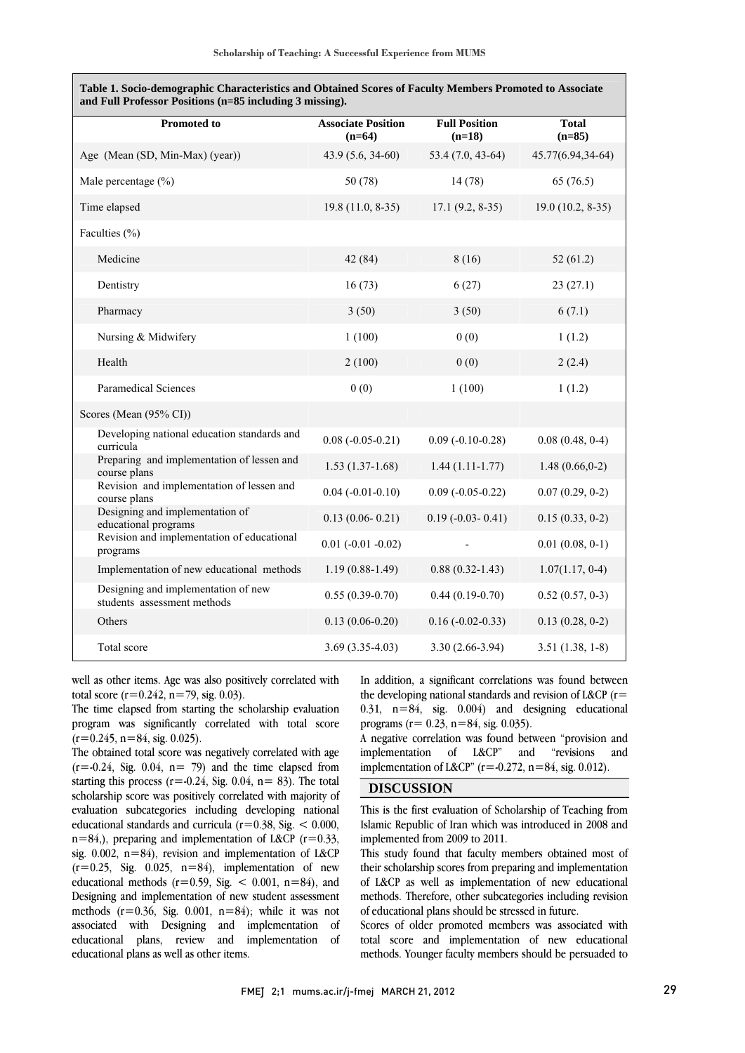**Table 1. Socio-demographic Characteristics and Obtained Scores of Faculty Members Promoted to Associate and Full Professor Positions (n=85 including 3 missing).**

| Promoted to | Associate Position (n=64) | Full Position (n=18) | Total (n=85) |
|---|---|---|---|
| Age (Mean (SD, Min-Max) (year)) | 43.9 (5.6, 34-60) | 53.4 (7.0, 43-64) | 45.77(6.94,34-64) |
| Male percentage (%) | 50 (78) | 14 (78) | 65 (76.5) |
| Time elapsed | 19.8 (11.0, 8-35) | 17.1 (9.2, 8-35) | 19.0 (10.2, 8-35) |
| Faculties (%) | | | |
| Medicine | 42 (84) | 8 (16) | 52 (61.2) |
| Dentistry | 16 (73) | 6 (27) | 23 (27.1) |
| Pharmacy | 3 (50) | 3 (50) | 6 (7.1) |
| Nursing & Midwifery | 1 (100) | 0 (0) | 1 (1.2) |
| Health | 2 (100) | 0 (0) | 2 (2.4) |
| Paramedical Sciences | 0 (0) | 1 (100) | 1 (1.2) |
| Scores (Mean (95% CI)) | | | |
| Developing national education standards and curricula | 0.08 (-0.05-0.21) | 0.09 (-0.10-0.28) | 0.08 (0.48, 0-4) |
| Preparing and implementation of lessen and course plans | 1.53 (1.37-1.68) | 1.44 (1.11-1.77) | 1.48 (0.66,0-2) |
| Revision and implementation of lessen and course plans | 0.04 (-0.01-0.10) | 0.09 (-0.05-0.22) | 0.07 (0.29, 0-2) |
| Designing and implementation of educational programs | 0.13 (0.06- 0.21) | 0.19 (-0.03- 0.41) | 0.15 (0.33, 0-2) |
| Revision and implementation of educational programs | 0.01 (-0.01 -0.02) | - | 0.01 (0.08, 0-1) |
| Implementation of new educational methods | 1.19 (0.88-1.49) | 0.88 (0.32-1.43) | 1.07(1.17, 0-4) |
| Designing and implementation of new students assessment methods | 0.55 (0.39-0.70) | 0.44 (0.19-0.70) | 0.52 (0.57, 0-3) |
| Others | 0.13 (0.06-0.20) | 0.16 (-0.02-0.33) | 0.13 (0.28, 0-2) |
| Total score | 3.69 (3.35-4.03) | 3.30 (2.66-3.94) | 3.51 (1.38, 1-8) |

well as other items. Age was also positively correlated with total score (r=0.242, n=79, sig. 0.03).

The time elapsed from starting the scholarship evaluation program was significantly correlated with total score (r=0.245, n=84, sig. 0.025).

The obtained total score was negatively correlated with age (r=-0.24, Sig. 0.04, n= 79) and the time elapsed from starting this process (r=-0.24, Sig. 0.04, n= 83). The total scholarship score was positively correlated with majority of evaluation subcategories including developing national educational standards and curricula (r=0.38, Sig. < 0.000, n=84,), preparing and implementation of L&CP (r=0.33, sig. 0.002, n=84), revision and implementation of L&CP (r=0.25, Sig. 0.025, n=84), implementation of new educational methods (r=0.59, Sig. < 0.001, n=84), and Designing and implementation of new student assessment methods (r=0.36, Sig. 0.001, n=84); while it was not associated with Designing and implementation of educational plans, review and implementation of educational plans as well as other items.

In addition, a significant correlations was found between the developing national standards and revision of L&CP (r= 0.31, n=84, sig. 0.004) and designing educational programs (r= 0.23, n=84, sig. 0.035).

A negative correlation was found between "provision and implementation of L&CP" and "revisions and implementation of L&CP" (r=-0.272, n=84, sig. 0.012).

## DISCUSSION

This is the first evaluation of Scholarship of Teaching from Islamic Republic of Iran which was introduced in 2008 and implemented from 2009 to 2011.

This study found that faculty members obtained most of their scholarship scores from preparing and implementation of L&CP as well as implementation of new educational methods. Therefore, other subcategories including revision of educational plans should be stressed in future.

Scores of older promoted members was associated with total score and implementation of new educational methods. Younger faculty members should be persuaded to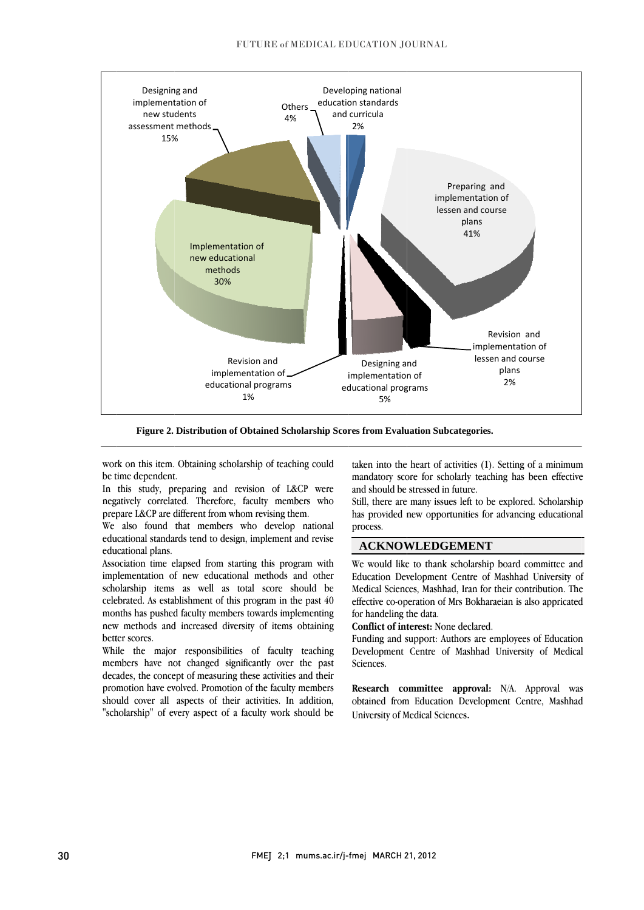Figure 2. Distribution of Obtained Scholarship Scores from Evaluation Subcategories.

work on this item. Obtaining scholarship of teaching could be time dependent.

In this study, preparing and revision of L&CP were negatively correlated. Therefore, faculty members who prepare L&CP are different from whom revising them.

We also found that members who develop national educational standards tend to design, implement and revise educational plans.

Association time elapsed from starting this program with implementation of new educational methods and other scholarship items as well as total score should be celebrated. As establishment of this program in the past 40 months has pushed faculty members towards implementing new methods and increased diversity of items obtaining better scores.

While the major responsibilities of faculty teaching members have not changed significantly over the past decades, the concept of measuring these activities and their promotion have evolved. Promotion of the faculty members should cover all aspects of their activities. In addition, "scholarship" of every aspect of a faculty work should be taken into the heart of activities (1). Setting of a minimum mandatory score for scholarly teaching has been effective and should be stressed in future.

Still, there are many issues left to be explored. Scholarship has provided new opportunities for advancing educational process.

## ACKNOWLEDGEMENT

We would like to thank scholarship board committee and Education Development Centre of Mashhad University of Medical Sciences, Mashhad, Iran for their contribution. The effective co-operation of Mrs Bokharaeian is also appricated for handeling the data.

**Conflict of interest:** None declared.

Funding and support: Authors are employees of Education Development Centre of Mashhad University of Medical Sciences.

**Research committee approval:** N/A. Approval was obtained from Education Development Centre, Mashhad University of Medical Sciences.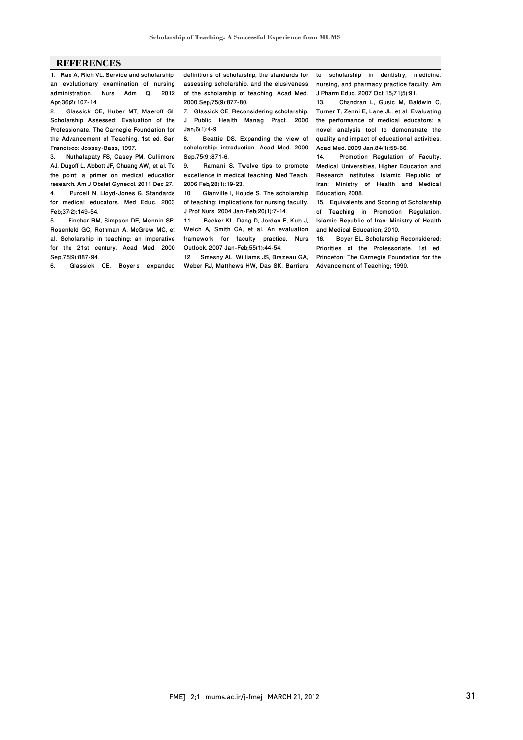## REFERENCES

1. Rao A, Rich VL. Service and scholarship: an evolutionary examination of nursing administration. Nurs Adm Q. 2012 Apr;36(2):107-14.
2. Glassick CE, Huber MT, Maeroff GI. Scholarship Assessed: Evaluation of the Professionate. The Carnegie Foundation for the Advancement of Teaching. 1st ed. San Francisco: Jossey-Bass; 1997.
3. Nuthalapaty FS, Casey PM, Cullimore AJ, Dugoff L, Abbott JF, Chuang AW, et al. To the point: a primer on medical education research. Am J Obstet Gynecol. 2011 Dec 27.
4. Purcell N, Lloyd-Jones G. Standards for medical educators. Med Educ. 2003 Feb;37(2):149-54.
5. Fincher RM, Simpson DE, Mennin SP, Rosenfeld GC, Rothman A, McGrew MC, et al. Scholarship in teaching: an imperative for the 21st century. Acad Med. 2000 Sep;75(9):887-94.
6. Glassick CE. Boyer's expanded definitions of scholarship, the standards for assessing scholarship, and the elusiveness of the scholarship of teaching. Acad Med. 2000 Sep;75(9):877-80.
7. Glassick CE. Reconsidering scholarship. J Public Health Manag Pract. 2000 Jan;6(1):4-9.
8. Beattie DS. Expanding the view of scholarship: introduction. Acad Med. 2000 Sep;75(9):871-6.
9. Ramani S. Twelve tips to promote excellence in medical teaching. Med Teach. 2006 Feb;28(1):19-23.
10. Glanville I, Houde S. The scholarship of teaching: implications for nursing faculty. J Prof Nurs. 2004 Jan-Feb;20(1):7-14.
11. Becker KL, Dang D, Jordan E, Kub J, Welch A, Smith CA, et al. An evaluation framework for faculty practice. Nurs Outlook. 2007 Jan-Feb;55(1):44-54.
12. Smesny AL, Williams JS, Brazeau GA, Weber RJ, Matthews HW, Das SK. Barriers to scholarship in dentistry, medicine, nursing, and pharmacy practice faculty. Am J Pharm Educ. 2007 Oct 15;71(5):91.
13. Chandran L, Gusic M, Baldwin C, Turner T, Zenni E, Lane JL, et al. Evaluating the performance of medical educators: a novel analysis tool to demonstrate the quality and impact of educational activities. Acad Med. 2009 Jan;84(1):58-66.
14. Promotion Regulation of Faculty; Medical Universities, Higher Education and Research Institutes. Islamic Republic of Iran: Ministry of Health and Medical Education; 2008.
15. Equivalents and Scoring of Scholarship of Teaching in Promotion Regulation. Islamic Republic of Iran: Ministry of Health and Medical Education; 2010.
16. Boyer EL. Scholarship Reconsidered: Priorities of the Professoriate. 1st ed. Princeton: The Carnegie Foundation for the Advancement of Teaching; 1990.